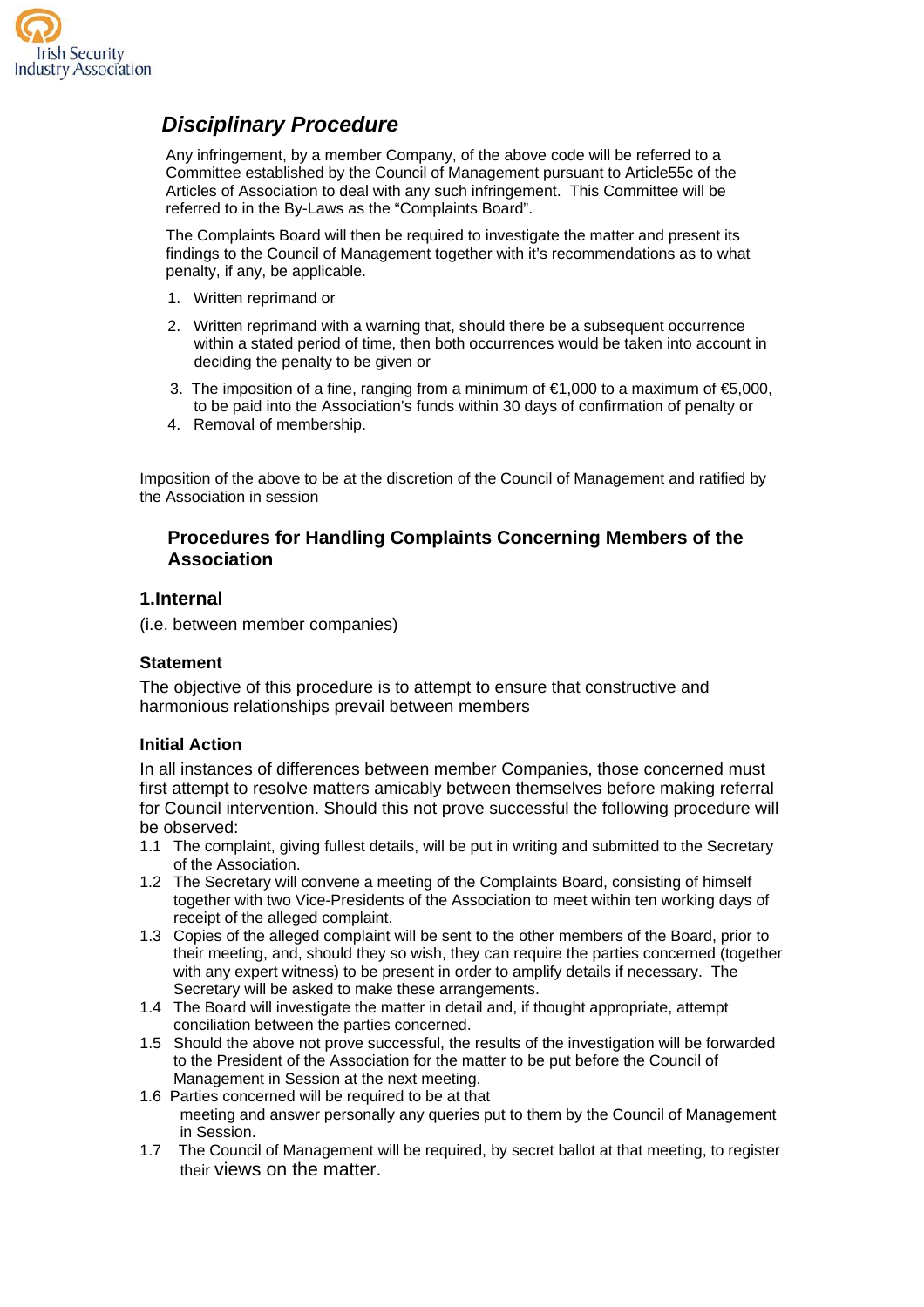Irish Security Industry Association

## *Disciplinary Procedure*

Any infringement, by a member Company, of the above code will be referred to a Committee established by the Council of Management pursuant to Article55c of the Articles of Association to deal with any such infringement. This Committee will be referred to in the By-Laws as the "Complaints Board".

The Complaints Board will then be required to investigate the matter and present its findings to the Council of Management together with it's recommendations as to what penalty, if any, be applicable.

1. Written reprimand or
2. Written reprimand with a warning that, should there be a subsequent occurrence within a stated period of time, then both occurrences would be taken into account in deciding the penalty to be given or
3. The imposition of a fine, ranging from a minimum of €1,000 to a maximum of €5,000, to be paid into the Association's funds within 30 days of confirmation of penalty or
4. Removal of membership.

Imposition of the above to be at the discretion of the Council of Management and ratified by the Association in session

## Procedures for Handling Complaints Concerning Members of the Association

### 1.Internal

(i.e. between member companies)

#### Statement

The objective of this procedure is to attempt to ensure that constructive and harmonious relationships prevail between members

#### Initial Action

In all instances of differences between member Companies, those concerned must first attempt to resolve matters amicably between themselves before making referral for Council intervention. Should this not prove successful the following procedure will be observed:

1.1 The complaint, giving fullest details, will be put in writing and submitted to the Secretary of the Association.

1.2 The Secretary will convene a meeting of the Complaints Board, consisting of himself together with two Vice-Presidents of the Association to meet within ten working days of receipt of the alleged complaint.

1.3 Copies of the alleged complaint will be sent to the other members of the Board, prior to their meeting, and, should they so wish, they can require the parties concerned (together with any expert witness) to be present in order to amplify details if necessary. The Secretary will be asked to make these arrangements.

1.4 The Board will investigate the matter in detail and, if thought appropriate, attempt conciliation between the parties concerned.

1.5 Should the above not prove successful, the results of the investigation will be forwarded to the President of the Association for the matter to be put before the Council of Management in Session at the next meeting.

1.6 Parties concerned will be required to be at that meeting and answer personally any queries put to them by the Council of Management in Session.

1.7 The Council of Management will be required, by secret ballot at that meeting, to register their views on the matter.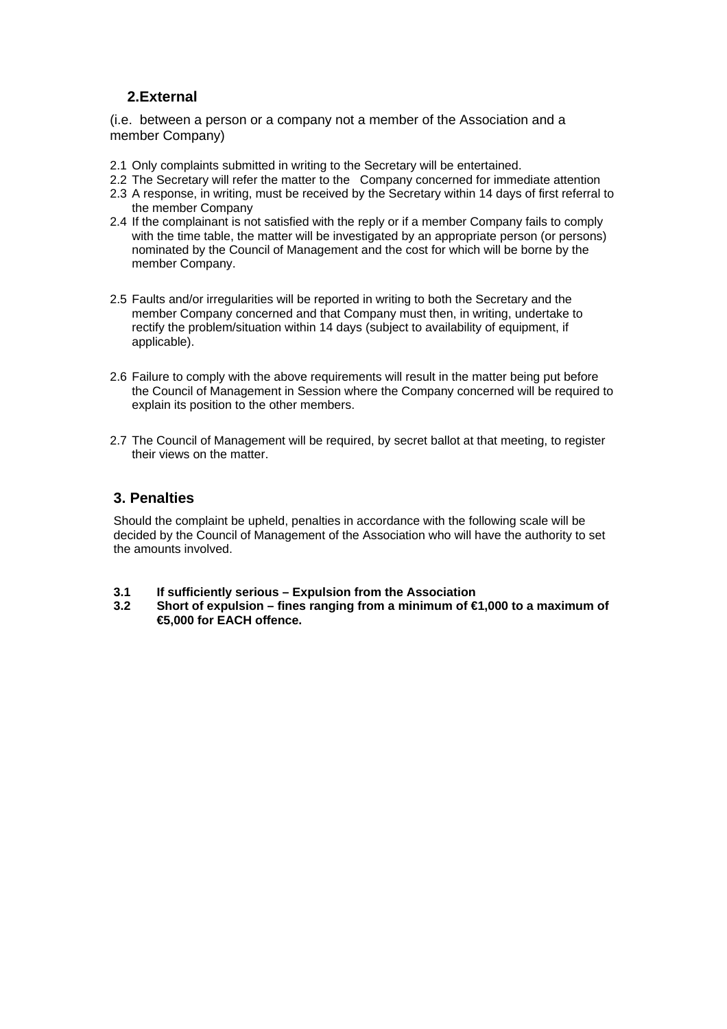## 2.External

(i.e. between a person or a company not a member of the Association and a member Company)

2.1 Only complaints submitted in writing to the Secretary will be entertained.
2.2 The Secretary will refer the matter to the Company concerned for immediate attention
2.3 A response, in writing, must be received by the Secretary within 14 days of first referral to the member Company
2.4 If the complainant is not satisfied with the reply or if a member Company fails to comply with the time table, the matter will be investigated by an appropriate person (or persons) nominated by the Council of Management and the cost for which will be borne by the member Company.

2.5 Faults and/or irregularities will be reported in writing to both the Secretary and the member Company concerned and that Company must then, in writing, undertake to rectify the problem/situation within 14 days (subject to availability of equipment, if applicable).

2.6 Failure to comply with the above requirements will result in the matter being put before the Council of Management in Session where the Company concerned will be required to explain its position to the other members.

2.7 The Council of Management will be required, by secret ballot at that meeting, to register their views on the matter.

## 3. Penalties

Should the complaint be upheld, penalties in accordance with the following scale will be decided by the Council of Management of the Association who will have the authority to set the amounts involved.

**3.1 If sufficiently serious – Expulsion from the Association**
**3.2 Short of expulsion – fines ranging from a minimum of €1,000 to a maximum of €5,000 for EACH offence.**